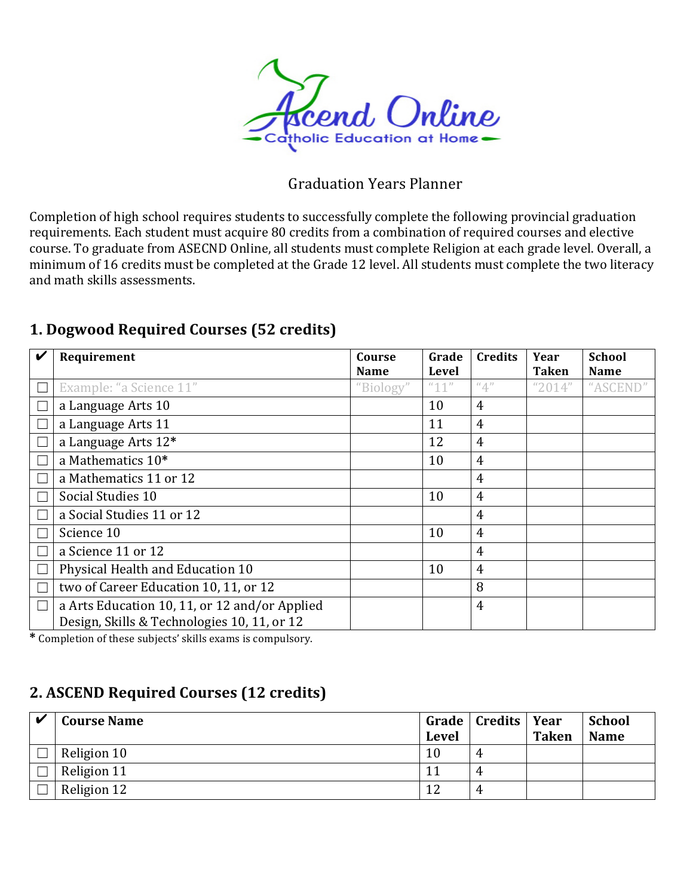Ascend Online
Catholic Education at Home

Graduation Years Planner

Completion of high school requires students to successfully complete the following provincial graduation requirements. Each student must acquire 80 credits from a combination of required courses and elective course. To graduate from ASECND Online, all students must complete Religion at each grade level. Overall, a minimum of 16 credits must be completed at the Grade 12 level. All students must complete the two literacy and math skills assessments.

## 1. Dogwood Required Courses (52 credits)

| ✔ | Requirement | Course Name | Grade Level | Credits | Year Taken | School Name |
|---|---|---|---|---|---|---|
| ☐ | Example: "a Science 11" | "Biology" | "11" | "4" | "2014" | "ASCEND" |
| ☐ | a Language Arts 10 | | 10 | 4 | | |
| ☐ | a Language Arts 11 | | 11 | 4 | | |
| ☐ | a Language Arts 12* | | 12 | 4 | | |
| ☐ | a Mathematics 10* | | 10 | 4 | | |
| ☐ | a Mathematics 11 or 12 | | | 4 | | |
| ☐ | Social Studies 10 | | 10 | 4 | | |
| ☐ | a Social Studies 11 or 12 | | | 4 | | |
| ☐ | Science 10 | | 10 | 4 | | |
| ☐ | a Science 11 or 12 | | | 4 | | |
| ☐ | Physical Health and Education 10 | | 10 | 4 | | |
| ☐ | two of Career Education 10, 11, or 12 | | | 8 | | |
| ☐ | a Arts Education 10, 11, or 12 and/or Applied Design, Skills & Technologies 10, 11, or 12 | | | 4 | | |

* Completion of these subjects' skills exams is compulsory.

## 2. ASCEND Required Courses (12 credits)

| ✔ | Course Name | Grade Level | Credits | Year Taken | School Name |
|---|---|---|---|---|---|
| ☐ | Religion 10 | 10 | 4 | | |
| ☐ | Religion 11 | 11 | 4 | | |
| ☐ | Religion 12 | 12 | 4 | | |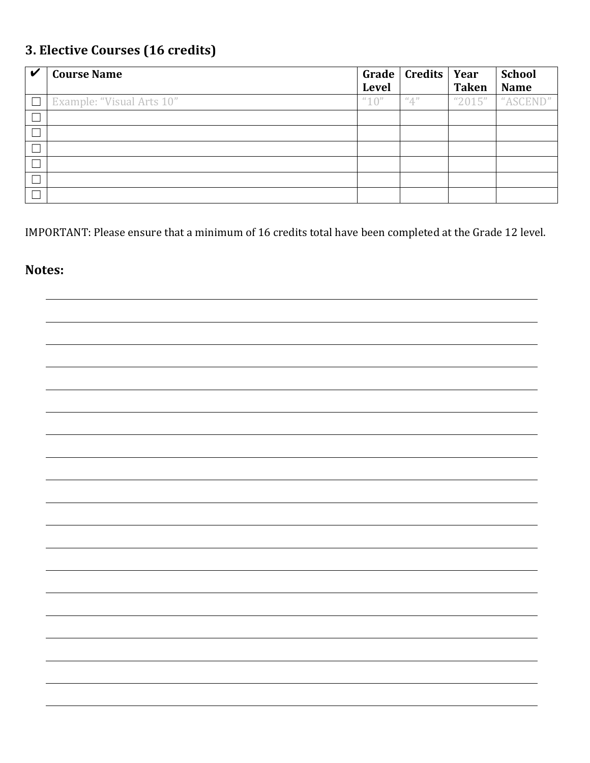## 3. Elective Courses (16 credits)

| ✔ | Course Name | Grade Level | Credits | Year Taken | School Name |
|---|---|---|---|---|---|
| ☐ | Example: "Visual Arts 10" | "10" | "4" | "2015" | "ASCEND" |
| ☐ | | | | | |
| ☐ | | | | | |
| ☐ | | | | | |
| ☐ | | | | | |
| ☐ | | | | | |
| ☐ | | | | | |

IMPORTANT: Please ensure that a minimum of 16 credits total have been completed at the Grade 12 level.

## Notes: